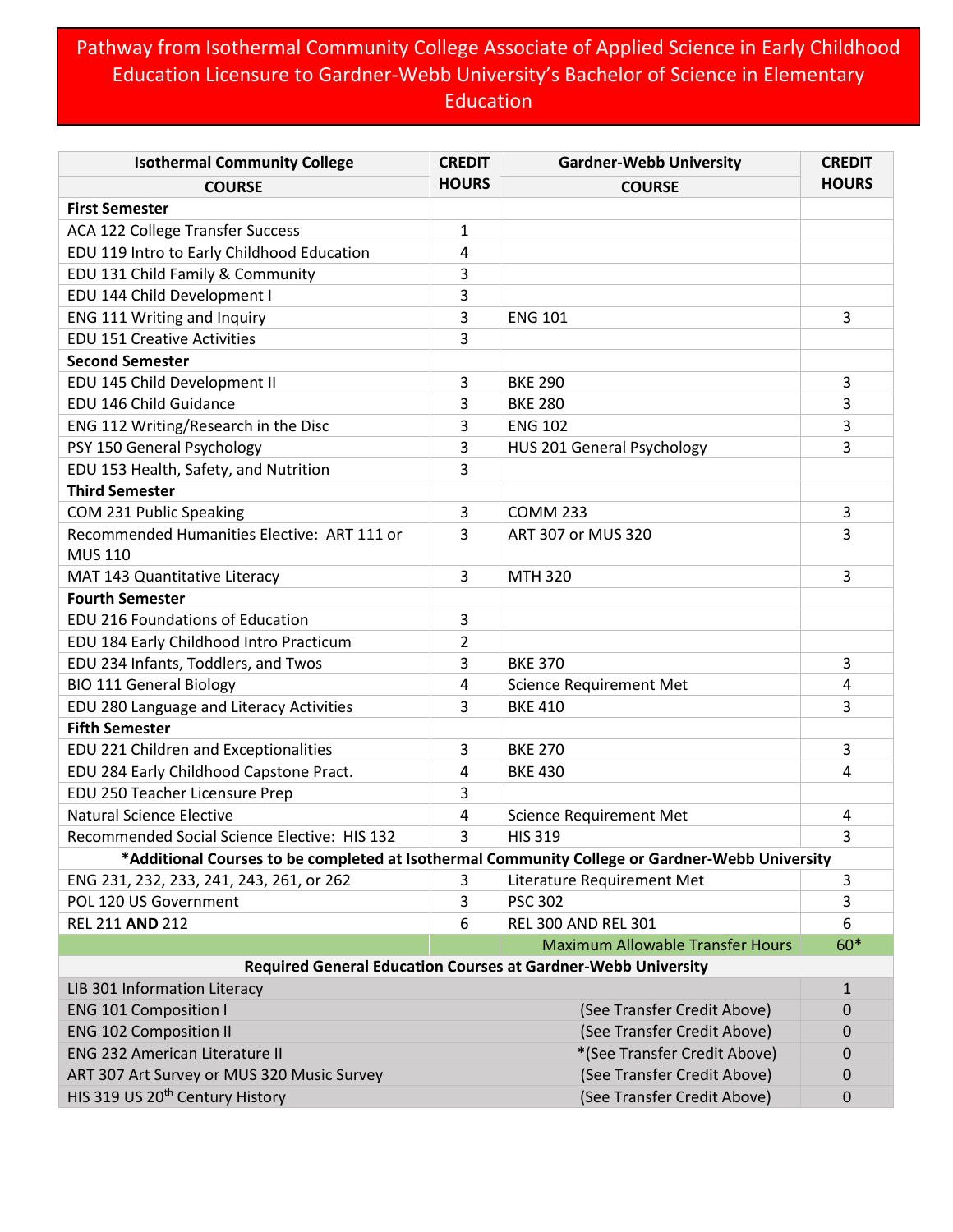# Pathway from Isothermal Community College Associate of Applied Science in Early Childhood Education Licensure to Gardner-Webb University's Bachelor of Science in Elementary Education

| Isothermal Community College COURSE | CREDIT HOURS | Gardner-Webb University COURSE | CREDIT HOURS |
|---|---|---|---|
| **First Semester** | | | |
| ACA 122 College Transfer Success | 1 | | |
| EDU 119 Intro to Early Childhood Education | 4 | | |
| EDU 131 Child Family & Community | 3 | | |
| EDU 144 Child Development I | 3 | | |
| ENG 111 Writing and Inquiry | 3 | ENG 101 | 3 |
| EDU 151 Creative Activities | 3 | | |
| **Second Semester** | | | |
| EDU 145 Child Development II | 3 | BKE 290 | 3 |
| EDU 146 Child Guidance | 3 | BKE 280 | 3 |
| ENG 112 Writing/Research in the Disc | 3 | ENG 102 | 3 |
| PSY 150 General Psychology | 3 | HUS 201 General Psychology | 3 |
| EDU 153 Health, Safety, and Nutrition | 3 | | |
| **Third Semester** | | | |
| COM 231 Public Speaking | 3 | COMM 233 | 3 |
| Recommended Humanities Elective: ART 111 or MUS 110 | 3 | ART 307 or MUS 320 | 3 |
| MAT 143 Quantitative Literacy | 3 | MTH 320 | 3 |
| **Fourth Semester** | | | |
| EDU 216 Foundations of Education | 3 | | |
| EDU 184 Early Childhood Intro Practicum | 2 | | |
| EDU 234 Infants, Toddlers, and Twos | 3 | BKE 370 | 3 |
| BIO 111 General Biology | 4 | Science Requirement Met | 4 |
| EDU 280 Language and Literacy Activities | 3 | BKE 410 | 3 |
| **Fifth Semester** | | | |
| EDU 221 Children and Exceptionalities | 3 | BKE 270 | 3 |
| EDU 284 Early Childhood Capstone Pract. | 4 | BKE 430 | 4 |
| EDU 250 Teacher Licensure Prep | 3 | | |
| Natural Science Elective | 4 | Science Requirement Met | 4 |
| Recommended Social Science Elective: HIS 132 | 3 | HIS 319 | 3 |
| ***Additional Courses to be completed at Isothermal Community College or Gardner-Webb University** | | | |
| ENG 231, 232, 233, 241, 243, 261, or 262 | 3 | Literature Requirement Met | 3 |
| POL 120 US Government | 3 | PSC 302 | 3 |
| REL 211 **AND** 212 | 6 | REL 300 AND REL 301 | 6 |
| | | Maximum Allowable Transfer Hours | 60* |
| **Required General Education Courses at Gardner-Webb University** | | | |
| LIB 301 Information Literacy | | | 1 |
| ENG 101 Composition I | | (See Transfer Credit Above) | 0 |
| ENG 102 Composition II | | (See Transfer Credit Above) | 0 |
| ENG 232 American Literature II | | *(See Transfer Credit Above) | 0 |
| ART 307 Art Survey or MUS 320 Music Survey | | (See Transfer Credit Above) | 0 |
| HIS 319 US 20th Century History | | (See Transfer Credit Above) | 0 |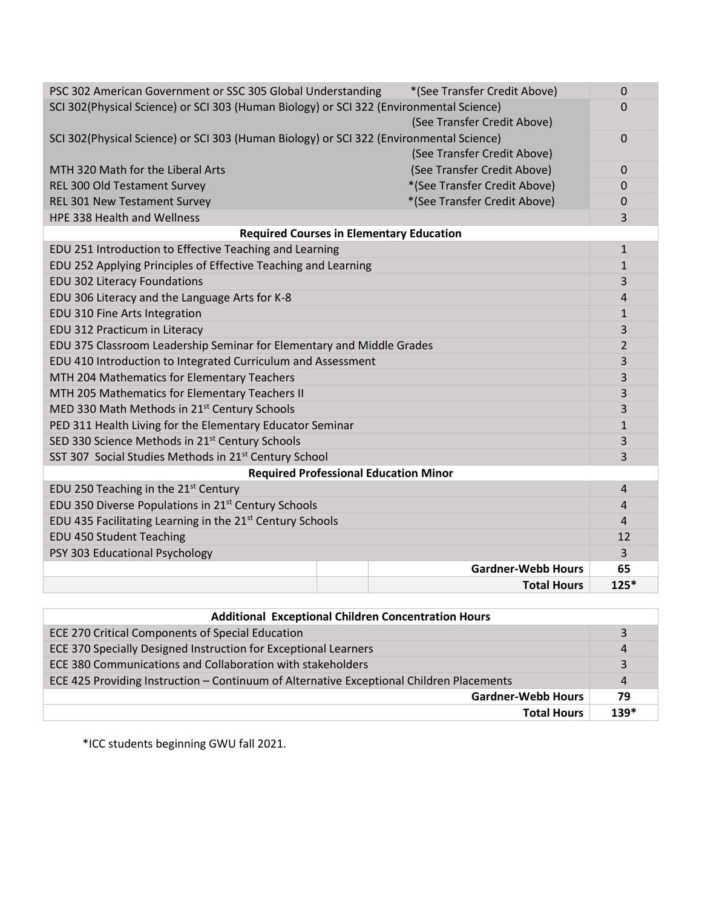| | | | |
|---|---|---|---|
| PSC 302 American Government or SSC 305 Global Understanding | | *(See Transfer Credit Above) | 0 |
| SCI 302(Physical Science) or SCI 303 (Human Biology) or SCI 322 (Environmental Science) | | (See Transfer Credit Above) | 0 |
| SCI 302(Physical Science) or SCI 303 (Human Biology) or SCI 322 (Environmental Science) | | (See Transfer Credit Above) | 0 |
| MTH 320 Math for the Liberal Arts | | (See Transfer Credit Above) | 0 |
| REL 300 Old Testament Survey | | *(See Transfer Credit Above) | 0 |
| REL 301 New Testament Survey | | *(See Transfer Credit Above) | 0 |
| HPE 338 Health and Wellness | | | 3 |
| **Required Courses in Elementary Education** | | | |
| EDU 251 Introduction to Effective Teaching and Learning | | | 1 |
| EDU 252 Applying Principles of Effective Teaching and Learning | | | 1 |
| EDU 302 Literacy Foundations | | | 3 |
| EDU 306 Literacy and the Language Arts for K-8 | | | 4 |
| EDU 310 Fine Arts Integration | | | 1 |
| EDU 312 Practicum in Literacy | | | 3 |
| EDU 375 Classroom Leadership Seminar for Elementary and Middle Grades | | | 2 |
| EDU 410 Introduction to Integrated Curriculum and Assessment | | | 3 |
| MTH 204 Mathematics for Elementary Teachers | | | 3 |
| MTH 205 Mathematics for Elementary Teachers II | | | 3 |
| MED 330 Math Methods in 21st Century Schools | | | 3 |
| PED 311 Health Living for the Elementary Educator Seminar | | | 1 |
| SED 330 Science Methods in 21st Century Schools | | | 3 |
| SST 307 Social Studies Methods in 21st Century School | | | 3 |
| **Required Professional Education Minor** | | | |
| EDU 250 Teaching in the 21st Century | | | 4 |
| EDU 350 Diverse Populations in 21st Century Schools | | | 4 |
| EDU 435 Facilitating Learning in the 21st Century Schools | | | 4 |
| EDU 450 Student Teaching | | | 12 |
| PSY 303 Educational Psychology | | | 3 |
| | | **Gardner-Webb Hours** | **65** |
| | | **Total Hours** | **125*** |

| **Additional Exceptional Children Concentration Hours** | |
|---|---|
| ECE 270 Critical Components of Special Education | 3 |
| ECE 370 Specially Designed Instruction for Exceptional Learners | 4 |
| ECE 380 Communications and Collaboration with stakeholders | 3 |
| ECE 425 Providing Instruction – Continuum of Alternative Exceptional Children Placements | 4 |
| **Gardner-Webb Hours** | **79** |
| **Total Hours** | **139*** |

*ICC students beginning GWU fall 2021.